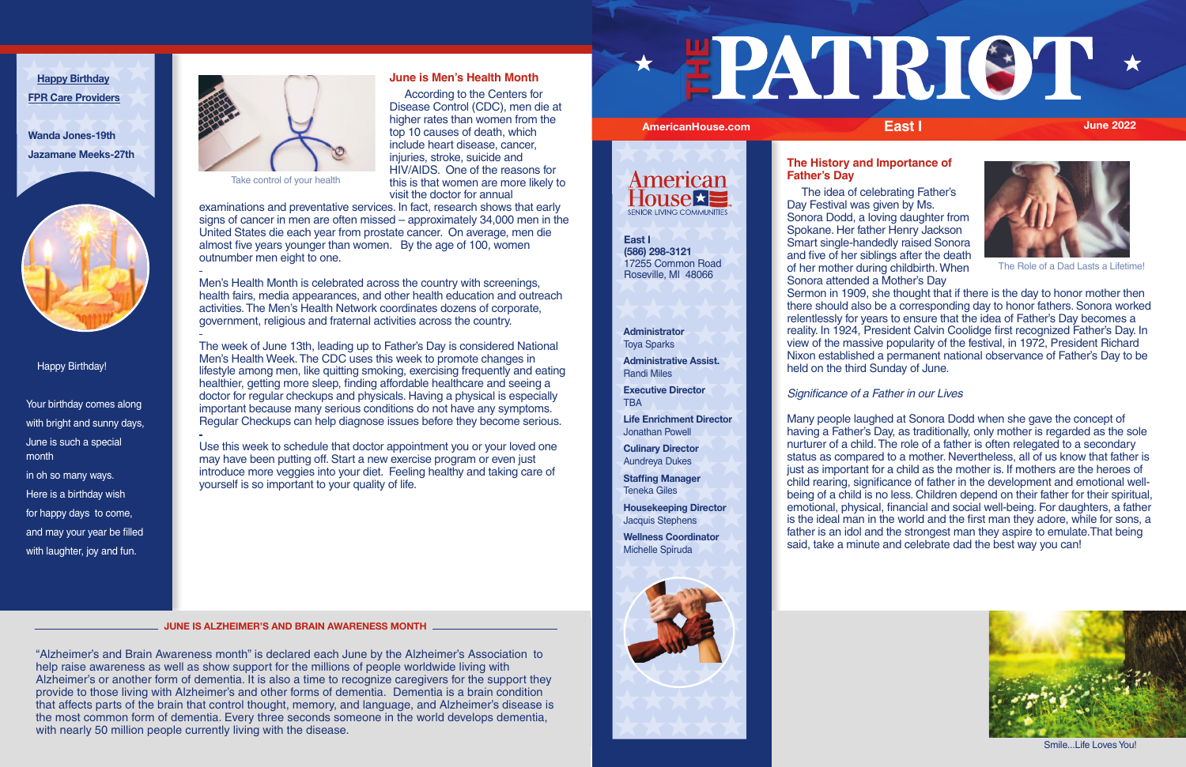# THE PATRIOT

AmericanHouse.com | East I | June 2022

American House
SENIOR LIVING COMMUNITIES

**East I**
**(586) 298-3121**
17255 Common Road
Roseville, MI 48066

**Administrator**
Toya Sparks

**Administrative Assist.**
Randi Miles

**Executive Director**
TBA

**Life Enrichment Director**
Jonathan Powell

**Culinary Director**
Aundreya Dukes

**Staffing Manager**
Teneka Giles

**Housekeeping Director**
Jacquis Stephens

**Wellness Coordinator**
Michelle Spiruda

## The History and Importance of Father's Day

The idea of celebrating Father's Day Festival was given by Ms. Sonora Dodd, a loving daughter from Spokane. Her father Henry Jackson Smart single-handedly raised Sonora and five of her siblings after the death of her mother during childbirth. When Sonora attended a Mother's Day Sermon in 1909, she thought that if there is the day to honor mother then there should also be a corresponding day to honor fathers. Sonora worked relentlessly for years to ensure that the idea of Father's Day becomes a reality. In 1924, President Calvin Coolidge first recognized Father's Day. In view of the massive popularity of the festival, in 1972, President Richard Nixon established a permanent national observance of Father's Day to be held on the third Sunday of June.

The Role of a Dad Lasts a Lifetime!

*Significance of a Father in our Lives*

Many people laughed at Sonora Dodd when she gave the concept of having a Father's Day, as traditionally, only mother is regarded as the sole nurturer of a child. The role of a father is often relegated to a secondary status as compared to a mother. Nevertheless, all of us know that father is just as important for a child as the mother is. If mothers are the heroes of child rearing, significance of father in the development and emotional well-being of a child is no less. Children depend on their father for their spiritual, emotional, physical, financial and social well-being. For daughters, a father is the ideal man in the world and the first man they adore, while for sons, a father is an idol and the strongest man they aspire to emulate.That being said, take a minute and celebrate dad the best way you can!

Smile...Life Loves You!

**Happy Birthday**
**FPR Care Providers**

**Wanda Jones-19th**
**Jazamane Meeks-27th**

Happy Birthday!

Your birthday comes along
with bright and sunny days,
June is such a special month
in oh so many ways.
Here is a birthday wish
for happy days to come,
and may your year be filled
with laughter, joy and fun.

## June is Men's Health Month

Take control of your health

According to the Centers for Disease Control (CDC), men die at higher rates than women from the top 10 causes of death, which include heart disease, cancer, injuries, stroke, suicide and HIV/AIDS. One of the reasons for this is that women are more likely to visit the doctor for annual examinations and preventative services. In fact, research shows that early signs of cancer in men are often missed – approximately 34,000 men in the United States die each year from prostate cancer. On average, men die almost five years younger than women. By the age of 100, women outnumber men eight to one.

Men's Health Month is celebrated across the country with screenings, health fairs, media appearances, and other health education and outreach activities. The Men's Health Network coordinates dozens of corporate, government, religious and fraternal activities across the country.

The week of June 13th, leading up to Father's Day is considered National Men's Health Week. The CDC uses this week to promote changes in lifestyle among men, like quitting smoking, exercising frequently and eating healthier, getting more sleep, finding affordable healthcare and seeing a doctor for regular checkups and physicals. Having a physical is especially important because many serious conditions do not have any symptoms. Regular Checkups can help diagnose issues before they become serious.

Use this week to schedule that doctor appointment you or your loved one may have been putting off. Start a new exercise program or even just introduce more veggies into your diet. Feeling healthy and taking care of yourself is so important to your quality of life.

## JUNE IS ALZHEIMER'S AND BRAIN AWARENESS MONTH

"Alzheimer's and Brain Awareness month" is declared each June by the Alzheimer's Association to help raise awareness as well as show support for the millions of people worldwide living with Alzheimer's or another form of dementia. It is also a time to recognize caregivers for the support they provide to those living with Alzheimer's and other forms of dementia. Dementia is a brain condition that affects parts of the brain that control thought, memory, and language, and Alzheimer's disease is the most common form of dementia. Every three seconds someone in the world develops dementia, with nearly 50 million people currently living with the disease.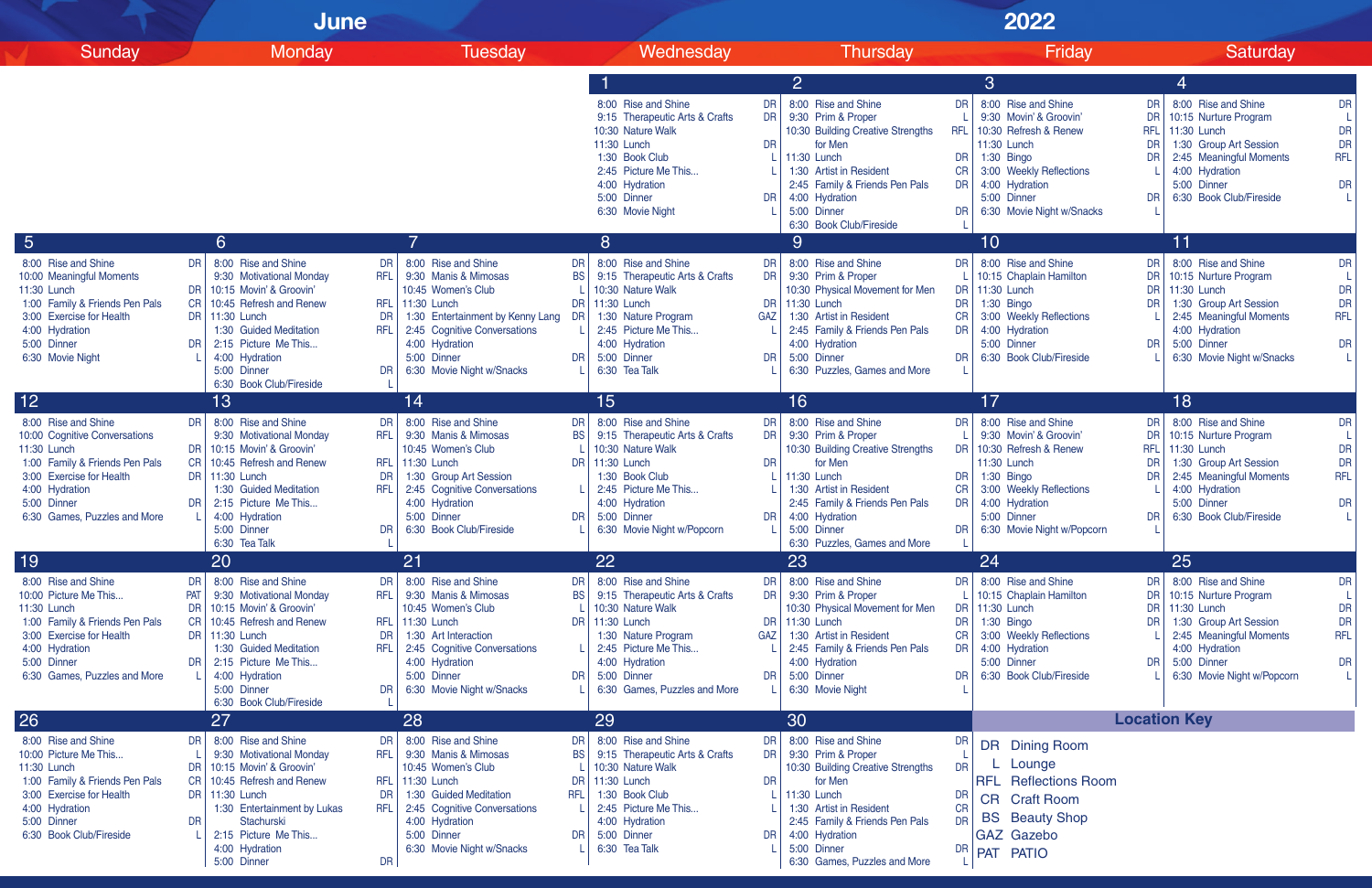# June 2022

| Sunday | Monday | Tuesday | Wednesday | Thursday | Friday | Saturday |
|---|---|---|---|---|---|---|
| | | | **1**<br>8:00 Rise and Shine DR<br>9:15 Therapeutic Arts & Crafts DR<br>10:30 Nature Walk<br>11:30 Lunch DR<br>1:30 Book Club L<br>2:45 Picture Me This... L<br>4:00 Hydration<br>5:00 Dinner DR<br>6:30 Movie Night L | **2**<br>8:00 Rise and Shine DR<br>9:30 Prim & Proper L<br>10:30 Building Creative Strengths for Men RFL<br>11:30 Lunch DR<br>1:30 Artist in Resident CR<br>2:45 Family & Friends Pen Pals DR<br>4:00 Hydration<br>5:00 Dinner DR<br>6:30 Book Club/Fireside L | **3**<br>8:00 Rise and Shine DR<br>9:30 Movin' & Groovin' DR<br>10:30 Refresh & Renew RFL<br>11:30 Lunch DR<br>1:30 Bingo DR<br>3:00 Weekly Reflections L<br>4:00 Hydration<br>5:00 Dinner DR<br>6:30 Movie Night w/Snacks L | **4**<br>8:00 Rise and Shine DR<br>10:15 Nurture Program L<br>11:30 Lunch DR<br>1:30 Group Art Session DR<br>2:45 Meaningful Moments RFL<br>4:00 Hydration<br>5:00 Dinner DR<br>6:30 Book Club/Fireside L |
| **5**<br>8:00 Rise and Shine DR<br>10:00 Meaningful Moments<br>11:30 Lunch DR<br>1:00 Family & Friends Pen Pals CR<br>3:00 Exercise for Health DR<br>4:00 Hydration<br>5:00 Dinner DR<br>6:30 Movie Night L | **6**<br>8:00 Rise and Shine DR<br>9:30 Motivational Monday RFL<br>10:15 Movin' & Groovin'<br>10:45 Refresh and Renew RFL<br>11:30 Lunch DR<br>1:30 Guided Meditation RFL<br>2:15 Picture Me This...<br>4:00 Hydration<br>5:00 Dinner DR<br>6:30 Book Club/Fireside L | **7**<br>8:00 Rise and Shine DR<br>9:30 Manis & Mimosas BS<br>10:45 Women's Club L<br>11:30 Lunch DR<br>1:30 Entertainment by Kenny Lang DR<br>2:45 Cognitive Conversations L<br>4:00 Hydration<br>5:00 Dinner DR<br>6:30 Movie Night w/Snacks L | **8**<br>8:00 Rise and Shine DR<br>9:15 Therapeutic Arts & Crafts DR<br>10:30 Nature Walk<br>11:30 Lunch DR<br>1:30 Nature Program GAZ<br>2:45 Picture Me This... L<br>4:00 Hydration<br>5:00 Dinner DR<br>6:30 Tea Talk L | **9**<br>8:00 Rise and Shine DR<br>9:30 Prim & Proper L<br>10:30 Physical Movement for Men DR<br>11:30 Lunch DR<br>1:30 Artist in Resident CR<br>2:45 Family & Friends Pen Pals DR<br>4:00 Hydration<br>5:00 Dinner DR<br>6:30 Puzzles, Games and More L | **10**<br>8:00 Rise and Shine DR<br>10:15 Chaplain Hamilton DR<br>11:30 Lunch DR<br>1:30 Bingo DR<br>3:00 Weekly Reflections L<br>4:00 Hydration<br>5:00 Dinner DR<br>6:30 Book Club/Fireside L | **11**<br>8:00 Rise and Shine DR<br>10:15 Nurture Program L<br>11:30 Lunch DR<br>1:30 Group Art Session DR<br>2:45 Meaningful Moments RFL<br>4:00 Hydration<br>5:00 Dinner DR<br>6:30 Movie Night w/Snacks L |
| **12**<br>8:00 Rise and Shine DR<br>10:00 Cognitive Conversations<br>11:30 Lunch DR<br>1:00 Family & Friends Pen Pals CR<br>3:00 Exercise for Health DR<br>4:00 Hydration<br>5:00 Dinner DR<br>6:30 Games, Puzzles and More L | **13**<br>8:00 Rise and Shine DR<br>9:30 Motivational Monday RFL<br>10:15 Movin' & Groovin'<br>10:45 Refresh and Renew RFL<br>11:30 Lunch DR<br>1:30 Guided Meditation RFL<br>2:15 Picture Me This...<br>4:00 Hydration<br>5:00 Dinner DR<br>6:30 Tea Talk L | **14**<br>8:00 Rise and Shine DR<br>9:30 Manis & Mimosas BS<br>10:45 Women's Club L<br>11:30 Lunch DR<br>1:30 Group Art Session DR<br>2:45 Cognitive Conversations L<br>4:00 Hydration<br>5:00 Dinner DR<br>6:30 Book Club/Fireside L | **15**<br>8:00 Rise and Shine DR<br>9:15 Therapeutic Arts & Crafts DR<br>10:30 Nature Walk<br>11:30 Lunch DR<br>1:30 Book Club L<br>2:45 Picture Me This... L<br>4:00 Hydration<br>5:00 Dinner DR<br>6:30 Movie Night w/Popcorn L | **16**<br>8:00 Rise and Shine DR<br>9:30 Prim & Proper L<br>10:30 Building Creative Strengths for Men DR<br>11:30 Lunch DR<br>1:30 Artist in Resident CR<br>2:45 Family & Friends Pen Pals DR<br>4:00 Hydration<br>5:00 Dinner DR<br>6:30 Puzzles, Games and More L | **17**<br>8:00 Rise and Shine DR<br>9:30 Movin' & Groovin' DR<br>10:30 Refresh & Renew RFL<br>11:30 Lunch DR<br>1:30 Bingo DR<br>3:00 Weekly Reflections L<br>4:00 Hydration<br>5:00 Dinner DR<br>6:30 Movie Night w/Popcorn L | **18**<br>8:00 Rise and Shine DR<br>10:15 Nurture Program L<br>11:30 Lunch DR<br>1:30 Group Art Session DR<br>2:45 Meaningful Moments RFL<br>4:00 Hydration<br>5:00 Dinner DR<br>6:30 Book Club/Fireside L |
| **19**<br>8:00 Rise and Shine DR<br>10:00 Picture Me This... PAT<br>11:30 Lunch DR<br>1:00 Family & Friends Pen Pals CR<br>3:00 Exercise for Health DR<br>4:00 Hydration<br>5:00 Dinner DR<br>6:30 Games, Puzzles and More L | **20**<br>8:00 Rise and Shine DR<br>9:30 Motivational Monday RFL<br>10:15 Movin' & Groovin'<br>10:45 Refresh and Renew RFL<br>11:30 Lunch DR<br>1:30 Guided Meditation RFL<br>2:15 Picture Me This...<br>4:00 Hydration<br>5:00 Dinner DR<br>6:30 Book Club/Fireside L | **21**<br>8:00 Rise and Shine DR<br>9:30 Manis & Mimosas BS<br>10:45 Women's Club L<br>11:30 Lunch DR<br>1:30 Art Interaction DR<br>2:45 Cognitive Conversations L<br>4:00 Hydration<br>5:00 Dinner DR<br>6:30 Movie Night w/Snacks L | **22**<br>8:00 Rise and Shine DR<br>9:15 Therapeutic Arts & Crafts DR<br>10:30 Nature Walk<br>11:30 Lunch DR<br>1:30 Nature Program GAZ<br>2:45 Picture Me This... L<br>4:00 Hydration<br>5:00 Dinner DR<br>6:30 Games, Puzzles and More L | **23**<br>8:00 Rise and Shine DR<br>9:30 Prim & Proper L<br>10:30 Physical Movement for Men DR<br>11:30 Lunch DR<br>1:30 Artist in Resident CR<br>2:45 Family & Friends Pen Pals DR<br>4:00 Hydration<br>5:00 Dinner DR<br>6:30 Movie Night L | **24**<br>8:00 Rise and Shine DR<br>10:15 Chaplain Hamilton DR<br>11:30 Lunch DR<br>1:30 Bingo DR<br>3:00 Weekly Reflections L<br>4:00 Hydration<br>5:00 Dinner DR<br>6:30 Book Club/Fireside L | **25**<br>8:00 Rise and Shine DR<br>10:15 Nurture Program L<br>11:30 Lunch DR<br>1:30 Group Art Session DR<br>2:45 Meaningful Moments RFL<br>4:00 Hydration<br>5:00 Dinner DR<br>6:30 Movie Night w/Popcorn L |
| **26**<br>8:00 Rise and Shine DR<br>10:00 Picture Me This... L<br>11:30 Lunch DR<br>1:00 Family & Friends Pen Pals CR<br>3:00 Exercise for Health DR<br>4:00 Hydration<br>5:00 Dinner DR<br>6:30 Book Club/Fireside L | **27**<br>8:00 Rise and Shine DR<br>9:30 Motivational Monday RFL<br>10:15 Movin' & Groovin'<br>10:45 Refresh and Renew RFL<br>11:30 Lunch DR<br>1:30 Entertainment by Lukas Stachurski RFL<br>2:15 Picture Me This...<br>4:00 Hydration<br>5:00 Dinner DR | **28**<br>8:00 Rise and Shine DR<br>9:30 Manis & Mimosas BS<br>10:45 Women's Club L<br>11:30 Lunch DR<br>1:30 Guided Meditation RFL<br>2:45 Cognitive Conversations L<br>4:00 Hydration<br>5:00 Dinner DR<br>6:30 Movie Night w/Snacks L | **29**<br>8:00 Rise and Shine DR<br>9:15 Therapeutic Arts & Crafts DR<br>10:30 Nature Walk<br>11:30 Lunch DR<br>1:30 Book Club L<br>2:45 Picture Me This... L<br>4:00 Hydration<br>5:00 Dinner DR<br>6:30 Tea Talk L | **30**<br>8:00 Rise and Shine DR<br>9:30 Prim & Proper L<br>10:30 Building Creative Strengths for Men DR<br>11:30 Lunch DR<br>1:30 Artist in Resident CR<br>2:45 Family & Friends Pen Pals DR<br>4:00 Hydration<br>5:00 Dinner DR<br>6:30 Games, Puzzles and More L | | |

## Location Key

- DR Dining Room
- L Lounge
- RFL Reflections Room
- CR Craft Room
- BS Beauty Shop
- GAZ Gazebo
- PAT PATIO